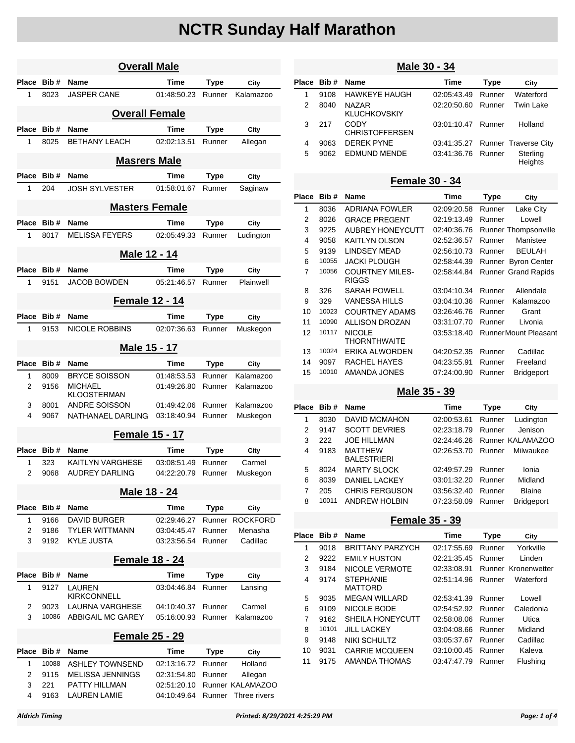# NCTR Sunday Half Marathon

## Overall Male

| Place | Bib # | Name | Time | Type | City |
|---|---|---|---|---|---|
| 1 | 8023 | JASPER CANE | 01:48:50.23 | Runner | Kalamazoo |

## Overall Female

| Place | Bib # | Name | Time | Type | City |
|---|---|---|---|---|---|
| 1 | 8025 | BETHANY LEACH | 02:02:13.51 | Runner | Allegan |

## Masrers Male

| Place | Bib # | Name | Time | Type | City |
|---|---|---|---|---|---|
| 1 | 204 | JOSH SYLVESTER | 01:58:01.67 | Runner | Saginaw |

## Masters Female

| Place | Bib # | Name | Time | Type | City |
|---|---|---|---|---|---|
| 1 | 8017 | MELISSA FEYERS | 02:05:49.33 | Runner | Ludington |

## Male 12 - 14

| Place | Bib # | Name | Time | Type | City |
|---|---|---|---|---|---|
| 1 | 9151 | JACOB BOWDEN | 05:21:46.57 | Runner | Plainwell |

## Female 12 - 14

| Place | Bib # | Name | Time | Type | City |
|---|---|---|---|---|---|
| 1 | 9153 | NICOLE ROBBINS | 02:07:36.63 | Runner | Muskegon |

## Male 15 - 17

| Place | Bib # | Name | Time | Type | City |
|---|---|---|---|---|---|
| 1 | 8009 | BRYCE SOISSON | 01:48:53.53 | Runner | Kalamazoo |
| 2 | 9156 | MICHAEL KLOOSTERMAN | 01:49:26.80 | Runner | Kalamazoo |
| 3 | 8001 | ANDRE SOISSON | 01:49:42.06 | Runner | Kalamazoo |
| 4 | 9067 | NATHANAEL DARLING | 03:18:40.94 | Runner | Muskegon |

## Female 15 - 17

| Place | Bib # | Name | Time | Type | City |
|---|---|---|---|---|---|
| 1 | 323 | KAITLYN VARGHESE | 03:08:51.49 | Runner | Carmel |
| 2 | 9068 | AUDREY DARLING | 04:22:20.79 | Runner | Muskegon |

## Male 18 - 24

| Place | Bib # | Name | Time | Type | City |
|---|---|---|---|---|---|
| 1 | 9166 | DAVID BURGER | 02:29:46.27 | Runner | ROCKFORD |
| 2 | 9186 | TYLER WITTMANN | 03:04:45.47 | Runner | Menasha |
| 3 | 9192 | KYLE JUSTA | 03:23:56.54 | Runner | Cadillac |

## Female 18 - 24

| Place | Bib # | Name | Time | Type | City |
|---|---|---|---|---|---|
| 1 | 9127 | LAUREN KIRKCONNELL | 03:04:46.84 | Runner | Lansing |
| 2 | 9023 | LAURNA VARGHESE | 04:10:40.37 | Runner | Carmel |
| 3 | 10086 | ABBIGAIL MC GAREY | 05:16:00.93 | Runner | Kalamazoo |

## Female 25 - 29

| Place | Bib # | Name | Time | Type | City |
|---|---|---|---|---|---|
| 1 | 10088 | ASHLEY TOWNSEND | 02:13:16.72 | Runner | Holland |
| 2 | 9115 | MELISSA JENNINGS | 02:31:54.80 | Runner | Allegan |
| 3 | 221 | PATTY HILLMAN | 02:51:20.10 | Runner | KALAMAZOO |
| 4 | 9163 | LAUREN LAMIE | 04:10:49.64 | Runner | Three rivers |

## Male 30 - 34

| Place | Bib # | Name | Time | Type | City |
|---|---|---|---|---|---|
| 1 | 9108 | HAWKEYE HAUGH | 02:05:43.49 | Runner | Waterford |
| 2 | 8040 | NAZAR KLUCHKOVSKIY | 02:20:50.60 | Runner | Twin Lake |
| 3 | 217 | CODY CHRISTOFFERSEN | 03:01:10.47 | Runner | Holland |
| 4 | 9063 | DEREK PYNE | 03:41:35.27 | Runner | Traverse City |
| 5 | 9062 | EDMUND MENDE | 03:41:36.76 | Runner | Sterling Heights |

## Female 30 - 34

| Place | Bib # | Name | Time | Type | City |
|---|---|---|---|---|---|
| 1 | 8036 | ADRIANA FOWLER | 02:09:20.58 | Runner | Lake City |
| 2 | 8026 | GRACE PREGENT | 02:19:13.49 | Runner | Lowell |
| 3 | 9225 | AUBREY HONEYCUTT | 02:40:36.76 | Runner | Thompsonville |
| 4 | 9058 | KAITLYN OLSON | 02:52:36.57 | Runner | Manistee |
| 5 | 9139 | LINDSEY MEAD | 02:56:10.73 | Runner | BEULAH |
| 6 | 10055 | JACKI PLOUGH | 02:58:44.39 | Runner | Byron Center |
| 7 | 10056 | COURTNEY MILES-RIGGS | 02:58:44.84 | Runner | Grand Rapids |
| 8 | 326 | SARAH POWELL | 03:04:10.34 | Runner | Allendale |
| 9 | 329 | VANESSA HILLS | 03:04:10.36 | Runner | Kalamazoo |
| 10 | 10023 | COURTNEY ADAMS | 03:26:46.76 | Runner | Grant |
| 11 | 10090 | ALLISON DROZAN | 03:31:07.70 | Runner | Livonia |
| 12 | 10117 | NICOLE THORNTHWAITE | 03:53:18.40 | Runner | Mount Pleasant |
| 13 | 10024 | ERIKA ALWORDEN | 04:20:52.35 | Runner | Cadillac |
| 14 | 9097 | RACHEL HAYES | 04:23:55.91 | Runner | Freeland |
| 15 | 10010 | AMANDA JONES | 07:24:00.90 | Runner | Bridgeport |

## Male 35 - 39

| Place | Bib # | Name | Time | Type | City |
|---|---|---|---|---|---|
| 1 | 8030 | DAVID MCMAHON | 02:00:53.61 | Runner | Ludington |
| 2 | 9147 | SCOTT DEVRIES | 02:23:18.79 | Runner | Jenison |
| 3 | 222 | JOE HILLMAN | 02:24:46.26 | Runner | KALAMAZOO |
| 4 | 9183 | MATTHEW BALESTRIERI | 02:26:53.70 | Runner | Milwaukee |
| 5 | 8024 | MARTY SLOCK | 02:49:57.29 | Runner | Ionia |
| 6 | 8039 | DANIEL LACKEY | 03:01:32.20 | Runner | Midland |
| 7 | 205 | CHRIS FERGUSON | 03:56:32.40 | Runner | Blaine |
| 8 | 10011 | ANDREW HOLBIN | 07:23:58.09 | Runner | Bridgeport |

## Female 35 - 39

| Place | Bib # | Name | Time | Type | City |
|---|---|---|---|---|---|
| 1 | 9018 | BRITTANY PARZYCH | 02:17:55.69 | Runner | Yorkville |
| 2 | 9222 | EMILY HUSTON | 02:21:35.45 | Runner | Linden |
| 3 | 9184 | NICOLE VERMOTE | 02:33:08.91 | Runner | Kronenwetter |
| 4 | 9174 | STEPHANIE MATTORD | 02:51:14.96 | Runner | Waterford |
| 5 | 9035 | MEGAN WILLARD | 02:53:41.39 | Runner | Lowell |
| 6 | 9109 | NICOLE BODE | 02:54:52.92 | Runner | Caledonia |
| 7 | 9162 | SHEILA HONEYCUTT | 02:58:08.06 | Runner | Utica |
| 8 | 10101 | JILL LACKEY | 03:04:08.66 | Runner | Midland |
| 9 | 9148 | NIKI SCHULTZ | 03:05:37.67 | Runner | Cadillac |
| 10 | 9031 | CARRIE MCQUEEN | 03:10:00.45 | Runner | Kaleva |
| 11 | 9175 | AMANDA THOMAS | 03:47:47.79 | Runner | Flushing |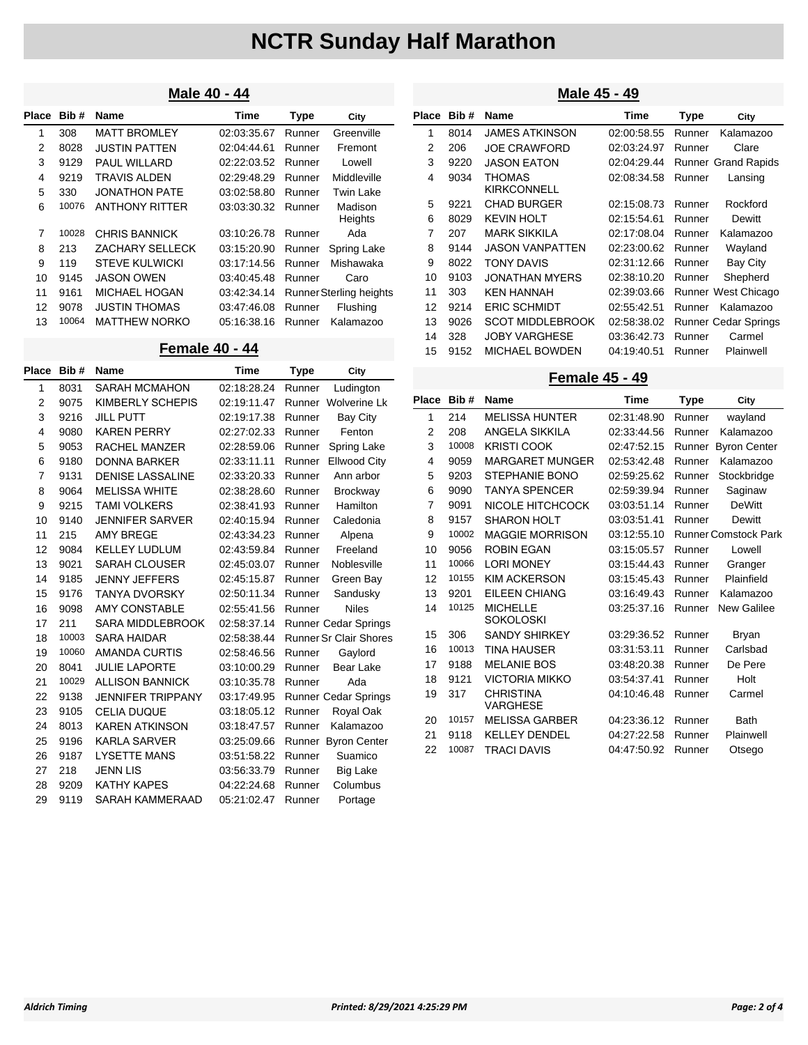# NCTR Sunday Half Marathon

## Male 40 - 44

| Place | Bib # | Name | Time | Type | City |
|---|---|---|---|---|---|
| 1 | 308 | MATT BROMLEY | 02:03:35.67 | Runner | Greenville |
| 2 | 8028 | JUSTIN PATTEN | 02:04:44.61 | Runner | Fremont |
| 3 | 9129 | PAUL WILLARD | 02:22:03.52 | Runner | Lowell |
| 4 | 9219 | TRAVIS ALDEN | 02:29:48.29 | Runner | Middleville |
| 5 | 330 | JONATHON PATE | 03:02:58.80 | Runner | Twin Lake |
| 6 | 10076 | ANTHONY RITTER | 03:03:30.32 | Runner | Madison Heights |
| 7 | 10028 | CHRIS BANNICK | 03:10:26.78 | Runner | Ada |
| 8 | 213 | ZACHARY SELLECK | 03:15:20.90 | Runner | Spring Lake |
| 9 | 119 | STEVE KULWICKI | 03:17:14.56 | Runner | Mishawaka |
| 10 | 9145 | JASON OWEN | 03:40:45.48 | Runner | Caro |
| 11 | 9161 | MICHAEL HOGAN | 03:42:34.14 | Runner | Sterling heights |
| 12 | 9078 | JUSTIN THOMAS | 03:47:46.08 | Runner | Flushing |
| 13 | 10064 | MATTHEW NORKO | 05:16:38.16 | Runner | Kalamazoo |

## Female 40 - 44

| Place | Bib # | Name | Time | Type | City |
|---|---|---|---|---|---|
| 1 | 8031 | SARAH MCMAHON | 02:18:28.24 | Runner | Ludington |
| 2 | 9075 | KIMBERLY SCHEPIS | 02:19:11.47 | Runner | Wolverine Lk |
| 3 | 9216 | JILL PUTT | 02:19:17.38 | Runner | Bay City |
| 4 | 9080 | KAREN PERRY | 02:27:02.33 | Runner | Fenton |
| 5 | 9053 | RACHEL MANZER | 02:28:59.06 | Runner | Spring Lake |
| 6 | 9180 | DONNA BARKER | 02:33:11.11 | Runner | Ellwood City |
| 7 | 9131 | DENISE LASSALINE | 02:33:20.33 | Runner | Ann arbor |
| 8 | 9064 | MELISSA WHITE | 02:38:28.60 | Runner | Brockway |
| 9 | 9215 | TAMI VOLKERS | 02:38:41.93 | Runner | Hamilton |
| 10 | 9140 | JENNIFER SARVER | 02:40:15.94 | Runner | Caledonia |
| 11 | 215 | AMY BREGE | 02:43:34.23 | Runner | Alpena |
| 12 | 9084 | KELLEY LUDLUM | 02:43:59.84 | Runner | Freeland |
| 13 | 9021 | SARAH CLOUSER | 02:45:03.07 | Runner | Noblesville |
| 14 | 9185 | JENNY JEFFERS | 02:45:15.87 | Runner | Green Bay |
| 15 | 9176 | TANYA DVORSKY | 02:50:11.34 | Runner | Sandusky |
| 16 | 9098 | AMY CONSTABLE | 02:55:41.56 | Runner | Niles |
| 17 | 211 | SARA MIDDLEBROOK | 02:58:37.14 | Runner | Cedar Springs |
| 18 | 10003 | SARA HAIDAR | 02:58:38.44 | Runner | Sr Clair Shores |
| 19 | 10060 | AMANDA CURTIS | 02:58:46.56 | Runner | Gaylord |
| 20 | 8041 | JULIE LAPORTE | 03:10:00.29 | Runner | Bear Lake |
| 21 | 10029 | ALLISON BANNICK | 03:10:35.78 | Runner | Ada |
| 22 | 9138 | JENNIFER TRIPPANY | 03:17:49.95 | Runner | Cedar Springs |
| 23 | 9105 | CELIA DUQUE | 03:18:05.12 | Runner | Royal Oak |
| 24 | 8013 | KAREN ATKINSON | 03:18:47.57 | Runner | Kalamazoo |
| 25 | 9196 | KARLA SARVER | 03:25:09.66 | Runner | Byron Center |
| 26 | 9187 | LYSETTE MANS | 03:51:58.22 | Runner | Suamico |
| 27 | 218 | JENN LIS | 03:56:33.79 | Runner | Big Lake |
| 28 | 9209 | KATHY KAPES | 04:22:24.68 | Runner | Columbus |
| 29 | 9119 | SARAH KAMMERAAD | 05:21:02.47 | Runner | Portage |

## Male 45 - 49

| Place | Bib # | Name | Time | Type | City |
|---|---|---|---|---|---|
| 1 | 8014 | JAMES ATKINSON | 02:00:58.55 | Runner | Kalamazoo |
| 2 | 206 | JOE CRAWFORD | 02:03:24.97 | Runner | Clare |
| 3 | 9220 | JASON EATON | 02:04:29.44 | Runner | Grand Rapids |
| 4 | 9034 | THOMAS KIRKCONNELL | 02:08:34.58 | Runner | Lansing |
| 5 | 9221 | CHAD BURGER | 02:15:08.73 | Runner | Rockford |
| 6 | 8029 | KEVIN HOLT | 02:15:54.61 | Runner | Dewitt |
| 7 | 207 | MARK SIKKILA | 02:17:08.04 | Runner | Kalamazoo |
| 8 | 9144 | JASON VANPATTEN | 02:23:00.62 | Runner | Wayland |
| 9 | 8022 | TONY DAVIS | 02:31:12.66 | Runner | Bay City |
| 10 | 9103 | JONATHAN MYERS | 02:38:10.20 | Runner | Shepherd |
| 11 | 303 | KEN HANNAH | 02:39:03.66 | Runner | West Chicago |
| 12 | 9214 | ERIC SCHMIDT | 02:55:42.51 | Runner | Kalamazoo |
| 13 | 9026 | SCOT MIDDLEBROOK | 02:58:38.02 | Runner | Cedar Springs |
| 14 | 328 | JOBY VARGHESE | 03:36:42.73 | Runner | Carmel |
| 15 | 9152 | MICHAEL BOWDEN | 04:19:40.51 | Runner | Plainwell |

## Female 45 - 49

| Place | Bib # | Name | Time | Type | City |
|---|---|---|---|---|---|
| 1 | 214 | MELISSA HUNTER | 02:31:48.90 | Runner | wayland |
| 2 | 208 | ANGELA SIKKILA | 02:33:44.56 | Runner | Kalamazoo |
| 3 | 10008 | KRISTI COOK | 02:47:52.15 | Runner | Byron Center |
| 4 | 9059 | MARGARET MUNGER | 02:53:42.48 | Runner | Kalamazoo |
| 5 | 9203 | STEPHANIE BONO | 02:59:25.62 | Runner | Stockbridge |
| 6 | 9090 | TANYA SPENCER | 02:59:39.94 | Runner | Saginaw |
| 7 | 9091 | NICOLE HITCHCOCK | 03:03:51.14 | Runner | DeWitt |
| 8 | 9157 | SHARON HOLT | 03:03:51.41 | Runner | Dewitt |
| 9 | 10002 | MAGGIE MORRISON | 03:12:55.10 | Runner | Comstock Park |
| 10 | 9056 | ROBIN EGAN | 03:15:05.57 | Runner | Lowell |
| 11 | 10066 | LORI MONEY | 03:15:44.43 | Runner | Granger |
| 12 | 10155 | KIM ACKERSON | 03:15:45.43 | Runner | Plainfield |
| 13 | 9201 | EILEEN CHIANG | 03:16:49.43 | Runner | Kalamazoo |
| 14 | 10125 | MICHELLE SOKOLOSKI | 03:25:37.16 | Runner | New Galilee |
| 15 | 306 | SANDY SHIRKEY | 03:29:36.52 | Runner | Bryan |
| 16 | 10013 | TINA HAUSER | 03:31:53.11 | Runner | Carlsbad |
| 17 | 9188 | MELANIE BOS | 03:48:20.38 | Runner | De Pere |
| 18 | 9121 | VICTORIA MIKKO | 03:54:37.41 | Runner | Holt |
| 19 | 317 | CHRISTINA VARGHESE | 04:10:46.48 | Runner | Carmel |
| 20 | 10157 | MELISSA GARBER | 04:23:36.12 | Runner | Bath |
| 21 | 9118 | KELLEY DENDEL | 04:27:22.58 | Runner | Plainwell |
| 22 | 10087 | TRACI DAVIS | 04:47:50.92 | Runner | Otsego |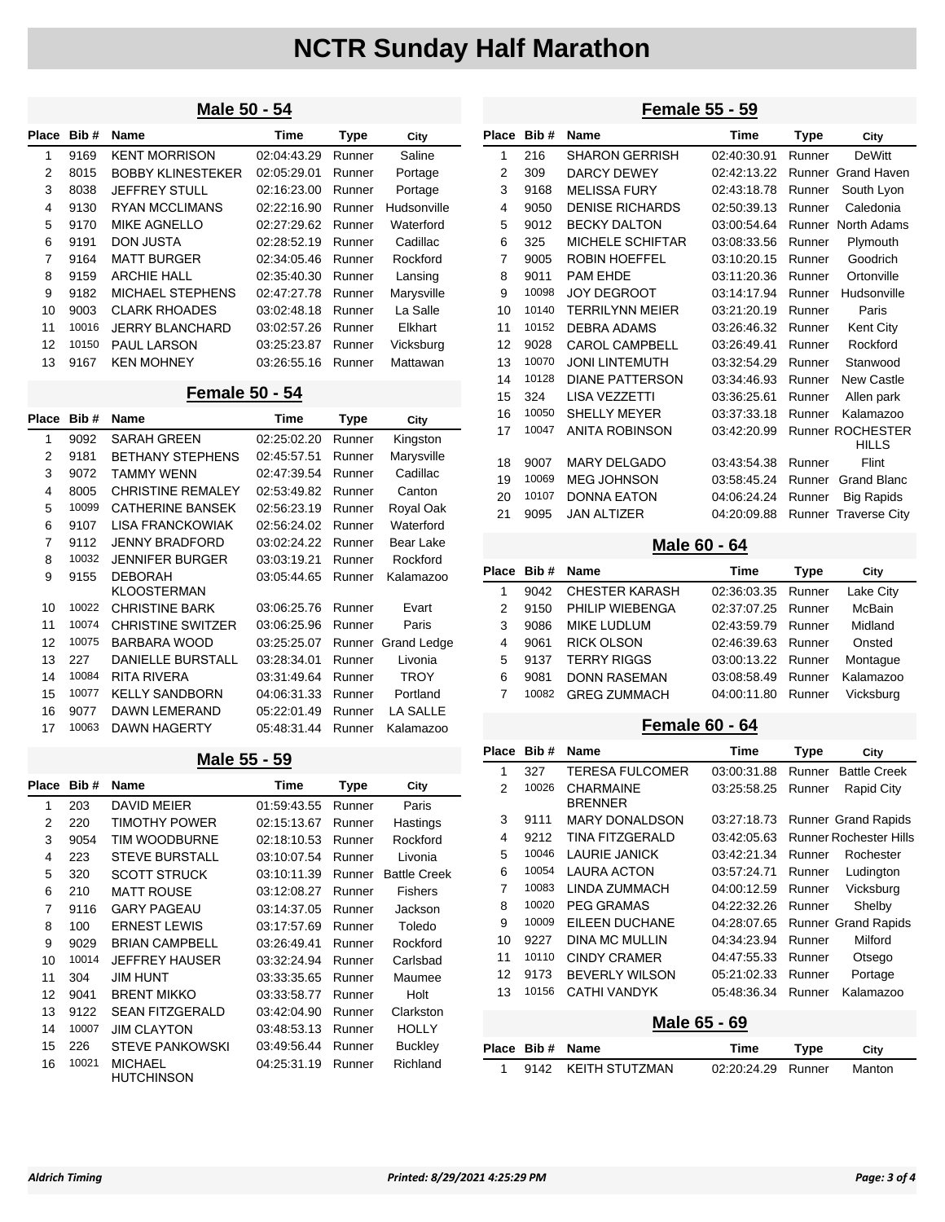# NCTR Sunday Half Marathon

## Male 50 - 54

| Place | Bib # | Name | Time | Type | City |
|---|---|---|---|---|---|
| 1 | 9169 | KENT MORRISON | 02:04:43.29 | Runner | Saline |
| 2 | 8015 | BOBBY KLINESTEKER | 02:05:29.01 | Runner | Portage |
| 3 | 8038 | JEFFREY STULL | 02:16:23.00 | Runner | Portage |
| 4 | 9130 | RYAN MCCLIMANS | 02:22:16.90 | Runner | Hudsonville |
| 5 | 9170 | MIKE AGNELLO | 02:27:29.62 | Runner | Waterford |
| 6 | 9191 | DON JUSTA | 02:28:52.19 | Runner | Cadillac |
| 7 | 9164 | MATT BURGER | 02:34:05.46 | Runner | Rockford |
| 8 | 9159 | ARCHIE HALL | 02:35:40.30 | Runner | Lansing |
| 9 | 9182 | MICHAEL STEPHENS | 02:47:27.78 | Runner | Marysville |
| 10 | 9003 | CLARK RHOADES | 03:02:48.18 | Runner | La Salle |
| 11 | 10016 | JERRY BLANCHARD | 03:02:57.26 | Runner | Elkhart |
| 12 | 10150 | PAUL LARSON | 03:25:23.87 | Runner | Vicksburg |
| 13 | 9167 | KEN MOHNEY | 03:26:55.16 | Runner | Mattawan |

## Female 50 - 54

| Place | Bib # | Name | Time | Type | City |
|---|---|---|---|---|---|
| 1 | 9092 | SARAH GREEN | 02:25:02.20 | Runner | Kingston |
| 2 | 9181 | BETHANY STEPHENS | 02:45:57.51 | Runner | Marysville |
| 3 | 9072 | TAMMY WENN | 02:47:39.54 | Runner | Cadillac |
| 4 | 8005 | CHRISTINE REMALEY | 02:53:49.82 | Runner | Canton |
| 5 | 10099 | CATHERINE BANSEK | 02:56:23.19 | Runner | Royal Oak |
| 6 | 9107 | LISA FRANCKOWIAK | 02:56:24.02 | Runner | Waterford |
| 7 | 9112 | JENNY BRADFORD | 03:02:24.22 | Runner | Bear Lake |
| 8 | 10032 | JENNIFER BURGER | 03:03:19.21 | Runner | Rockford |
| 9 | 9155 | DEBORAH KLOOSTERMAN | 03:05:44.65 | Runner | Kalamazoo |
| 10 | 10022 | CHRISTINE BARK | 03:06:25.76 | Runner | Evart |
| 11 | 10074 | CHRISTINE SWITZER | 03:06:25.96 | Runner | Paris |
| 12 | 10075 | BARBARA WOOD | 03:25:25.07 | Runner | Grand Ledge |
| 13 | 227 | DANIELLE BURSTALL | 03:28:34.01 | Runner | Livonia |
| 14 | 10084 | RITA RIVERA | 03:31:49.64 | Runner | TROY |
| 15 | 10077 | KELLY SANDBORN | 04:06:31.33 | Runner | Portland |
| 16 | 9077 | DAWN LEMERAND | 05:22:01.49 | Runner | LA SALLE |
| 17 | 10063 | DAWN HAGERTY | 05:48:31.44 | Runner | Kalamazoo |

## Male 55 - 59

| Place | Bib # | Name | Time | Type | City |
|---|---|---|---|---|---|
| 1 | 203 | DAVID MEIER | 01:59:43.55 | Runner | Paris |
| 2 | 220 | TIMOTHY POWER | 02:15:13.67 | Runner | Hastings |
| 3 | 9054 | TIM WOODBURNE | 02:18:10.53 | Runner | Rockford |
| 4 | 223 | STEVE BURSTALL | 03:10:07.54 | Runner | Livonia |
| 5 | 320 | SCOTT STRUCK | 03:10:11.39 | Runner | Battle Creek |
| 6 | 210 | MATT ROUSE | 03:12:08.27 | Runner | Fishers |
| 7 | 9116 | GARY PAGEAU | 03:14:37.05 | Runner | Jackson |
| 8 | 100 | ERNEST LEWIS | 03:17:57.69 | Runner | Toledo |
| 9 | 9029 | BRIAN CAMPBELL | 03:26:49.41 | Runner | Rockford |
| 10 | 10014 | JEFFREY HAUSER | 03:32:24.94 | Runner | Carlsbad |
| 11 | 304 | JIM HUNT | 03:33:35.65 | Runner | Maumee |
| 12 | 9041 | BRENT MIKKO | 03:33:58.77 | Runner | Holt |
| 13 | 9122 | SEAN FITZGERALD | 03:42:04.90 | Runner | Clarkston |
| 14 | 10007 | JIM CLAYTON | 03:48:53.13 | Runner | HOLLY |
| 15 | 226 | STEVE PANKOWSKI | 03:49:56.44 | Runner | Buckley |
| 16 | 10021 | MICHAEL HUTCHINSON | 04:25:31.19 | Runner | Richland |

## Female 55 - 59

| Place | Bib # | Name | Time | Type | City |
|---|---|---|---|---|---|
| 1 | 216 | SHARON GERRISH | 02:40:30.91 | Runner | DeWitt |
| 2 | 309 | DARCY DEWEY | 02:42:13.22 | Runner | Grand Haven |
| 3 | 9168 | MELISSA FURY | 02:43:18.78 | Runner | South Lyon |
| 4 | 9050 | DENISE RICHARDS | 02:50:39.13 | Runner | Caledonia |
| 5 | 9012 | BECKY DALTON | 03:00:54.64 | Runner | North Adams |
| 6 | 325 | MICHELE SCHIFTAR | 03:08:33.56 | Runner | Plymouth |
| 7 | 9005 | ROBIN HOEFFEL | 03:10:20.15 | Runner | Goodrich |
| 8 | 9011 | PAM EHDE | 03:11:20.36 | Runner | Ortonville |
| 9 | 10098 | JOY DEGROOT | 03:14:17.94 | Runner | Hudsonville |
| 10 | 10140 | TERRILYNN MEIER | 03:21:20.19 | Runner | Paris |
| 11 | 10152 | DEBRA ADAMS | 03:26:46.32 | Runner | Kent City |
| 12 | 9028 | CAROL CAMPBELL | 03:26:49.41 | Runner | Rockford |
| 13 | 10070 | JONI LINTEMUTH | 03:32:54.29 | Runner | Stanwood |
| 14 | 10128 | DIANE PATTERSON | 03:34:46.93 | Runner | New Castle |
| 15 | 324 | LISA VEZZETTI | 03:36:25.61 | Runner | Allen park |
| 16 | 10050 | SHELLY MEYER | 03:37:33.18 | Runner | Kalamazoo |
| 17 | 10047 | ANITA ROBINSON | 03:42:20.99 | Runner | ROCHESTER HILLS |
| 18 | 9007 | MARY DELGADO | 03:43:54.38 | Runner | Flint |
| 19 | 10069 | MEG JOHNSON | 03:58:45.24 | Runner | Grand Blanc |
| 20 | 10107 | DONNA EATON | 04:06:24.24 | Runner | Big Rapids |
| 21 | 9095 | JAN ALTIZER | 04:20:09.88 | Runner | Traverse City |

## Male 60 - 64

| Place | Bib # | Name | Time | Type | City |
|---|---|---|---|---|---|
| 1 | 9042 | CHESTER KARASH | 02:36:03.35 | Runner | Lake City |
| 2 | 9150 | PHILIP WIEBENGA | 02:37:07.25 | Runner | McBain |
| 3 | 9086 | MIKE LUDLUM | 02:43:59.79 | Runner | Midland |
| 4 | 9061 | RICK OLSON | 02:46:39.63 | Runner | Onsted |
| 5 | 9137 | TERRY RIGGS | 03:00:13.22 | Runner | Montague |
| 6 | 9081 | DONN RASEMAN | 03:08:58.49 | Runner | Kalamazoo |
| 7 | 10082 | GREG ZUMMACH | 04:00:11.80 | Runner | Vicksburg |

## Female 60 - 64

| Place | Bib # | Name | Time | Type | City |
|---|---|---|---|---|---|
| 1 | 327 | TERESA FULCOMER | 03:00:31.88 | Runner | Battle Creek |
| 2 | 10026 | CHARMAINE BRENNER | 03:25:58.25 | Runner | Rapid City |
| 3 | 9111 | MARY DONALDSON | 03:27:18.73 | Runner | Grand Rapids |
| 4 | 9212 | TINA FITZGERALD | 03:42:05.63 | Runner | Rochester Hills |
| 5 | 10046 | LAURIE JANICK | 03:42:21.34 | Runner | Rochester |
| 6 | 10054 | LAURA ACTON | 03:57:24.71 | Runner | Ludington |
| 7 | 10083 | LINDA ZUMMACH | 04:00:12.59 | Runner | Vicksburg |
| 8 | 10020 | PEG GRAMAS | 04:22:32.26 | Runner | Shelby |
| 9 | 10009 | EILEEN DUCHANE | 04:28:07.65 | Runner | Grand Rapids |
| 10 | 9227 | DINA MC MULLIN | 04:34:23.94 | Runner | Milford |
| 11 | 10110 | CINDY CRAMER | 04:47:55.33 | Runner | Otsego |
| 12 | 9173 | BEVERLY WILSON | 05:21:02.33 | Runner | Portage |
| 13 | 10156 | CATHI VANDYK | 05:48:36.34 | Runner | Kalamazoo |

## Male 65 - 69

| Place | Bib # | Name | Time | Type | City |
|---|---|---|---|---|---|
| 1 | 9142 | KEITH STUTZMAN | 02:20:24.29 | Runner | Manton |

*Aldrich Timing* *Printed: 8/29/2021 4:25:29 PM*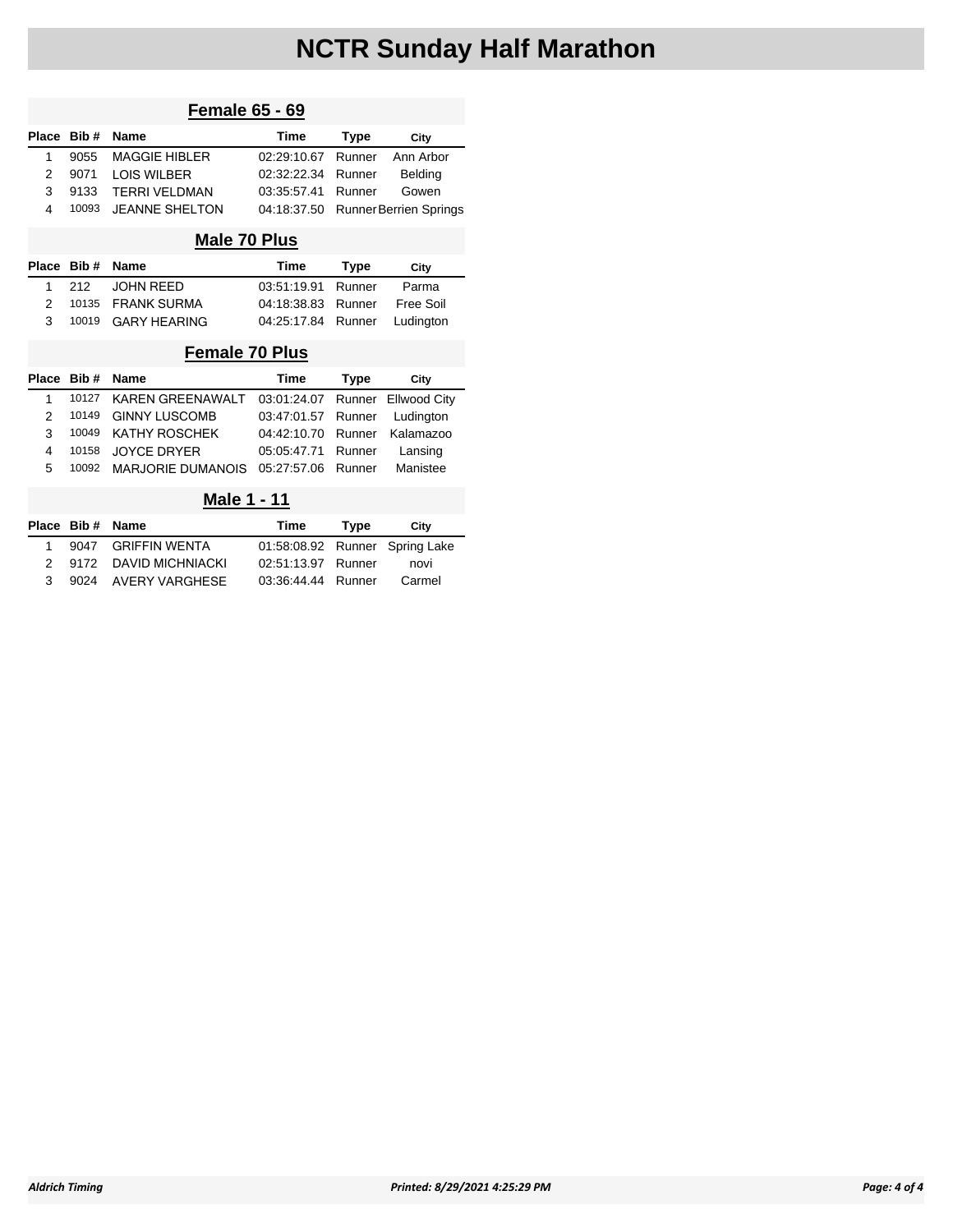# NCTR Sunday Half Marathon

## Female 65 - 69

| Place | Bib # | Name | Time | Type | City |
|---|---|---|---|---|---|
| 1 | 9055 | MAGGIE HIBLER | 02:29:10.67 | Runner | Ann Arbor |
| 2 | 9071 | LOIS WILBER | 02:32:22.34 | Runner | Belding |
| 3 | 9133 | TERRI VELDMAN | 03:35:57.41 | Runner | Gowen |
| 4 | 10093 | JEANNE SHELTON | 04:18:37.50 | Runner | Berrien Springs |

## Male 70 Plus

| Place | Bib # | Name | Time | Type | City |
|---|---|---|---|---|---|
| 1 | 212 | JOHN REED | 03:51:19.91 | Runner | Parma |
| 2 | 10135 | FRANK SURMA | 04:18:38.83 | Runner | Free Soil |
| 3 | 10019 | GARY HEARING | 04:25:17.84 | Runner | Ludington |

## Female 70 Plus

| Place | Bib # | Name | Time | Type | City |
|---|---|---|---|---|---|
| 1 | 10127 | KAREN GREENAWALT | 03:01:24.07 | Runner | Ellwood City |
| 2 | 10149 | GINNY LUSCOMB | 03:47:01.57 | Runner | Ludington |
| 3 | 10049 | KATHY ROSCHEK | 04:42:10.70 | Runner | Kalamazoo |
| 4 | 10158 | JOYCE DRYER | 05:05:47.71 | Runner | Lansing |
| 5 | 10092 | MARJORIE DUMANOIS | 05:27:57.06 | Runner | Manistee |

## Male 1 - 11

| Place | Bib # | Name | Time | Type | City |
|---|---|---|---|---|---|
| 1 | 9047 | GRIFFIN WENTA | 01:58:08.92 | Runner | Spring Lake |
| 2 | 9172 | DAVID MICHNIACKI | 02:51:13.97 | Runner | novi |
| 3 | 9024 | AVERY VARGHESE | 03:36:44.44 | Runner | Carmel |

*Aldrich Timing* *Printed: 8/29/2021 4:25:29 PM*